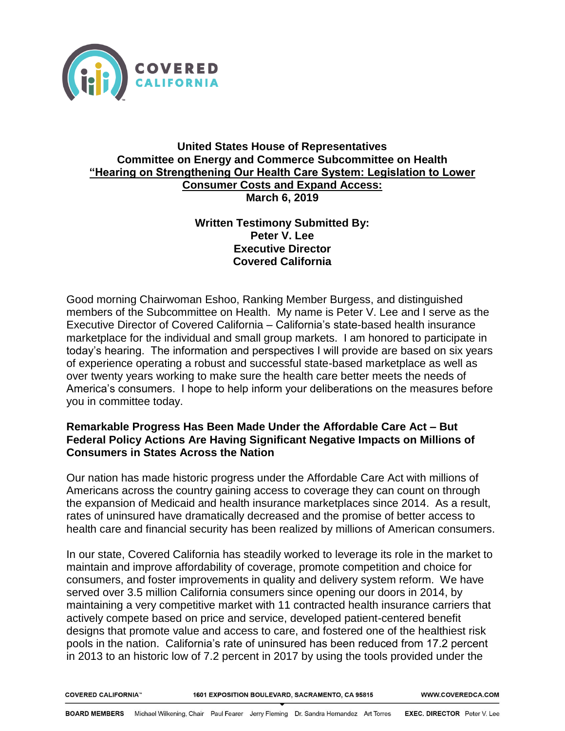**United States House of Representatives**
**Committee on Energy and Commerce Subcommittee on Health**
**"Hearing on Strengthening Our Health Care System: Legislation to Lower Consumer Costs and Expand Access:**
**March 6, 2019**

**Written Testimony Submitted By:**
**Peter V. Lee**
**Executive Director**
**Covered California**

Good morning Chairwoman Eshoo, Ranking Member Burgess, and distinguished members of the Subcommittee on Health. My name is Peter V. Lee and I serve as the Executive Director of Covered California – California's state-based health insurance marketplace for the individual and small group markets. I am honored to participate in today's hearing. The information and perspectives I will provide are based on six years of experience operating a robust and successful state-based marketplace as well as over twenty years working to make sure the health care better meets the needs of America's consumers. I hope to help inform your deliberations on the measures before you in committee today.

## Remarkable Progress Has Been Made Under the Affordable Care Act – But Federal Policy Actions Are Having Significant Negative Impacts on Millions of Consumers in States Across the Nation

Our nation has made historic progress under the Affordable Care Act with millions of Americans across the country gaining access to coverage they can count on through the expansion of Medicaid and health insurance marketplaces since 2014. As a result, rates of uninsured have dramatically decreased and the promise of better access to health care and financial security has been realized by millions of American consumers.

In our state, Covered California has steadily worked to leverage its role in the market to maintain and improve affordability of coverage, promote competition and choice for consumers, and foster improvements in quality and delivery system reform. We have served over 3.5 million California consumers since opening our doors in 2014, by maintaining a very competitive market with 11 contracted health insurance carriers that actively compete based on price and service, developed patient-centered benefit designs that promote value and access to care, and fostered one of the healthiest risk pools in the nation. California's rate of uninsured has been reduced from 17.2 percent in 2013 to an historic low of 7.2 percent in 2017 by using the tools provided under the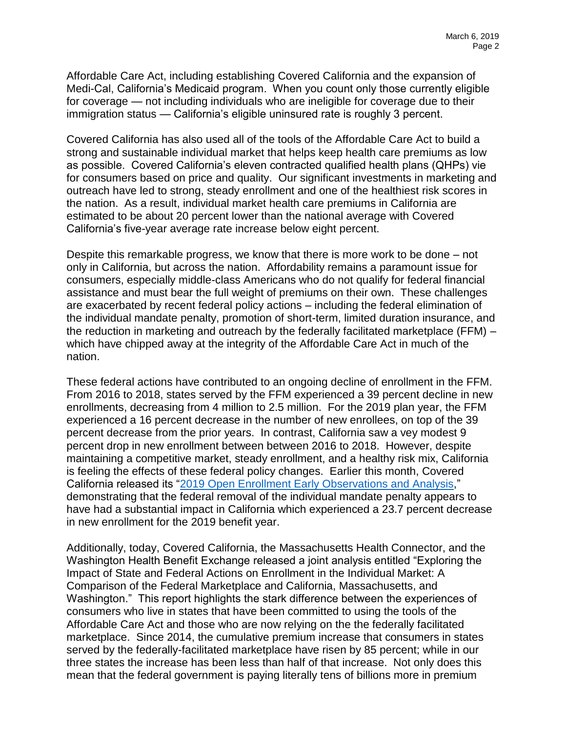Affordable Care Act, including establishing Covered California and the expansion of Medi-Cal, California's Medicaid program. When you count only those currently eligible for coverage — not including individuals who are ineligible for coverage due to their immigration status — California's eligible uninsured rate is roughly 3 percent.

Covered California has also used all of the tools of the Affordable Care Act to build a strong and sustainable individual market that helps keep health care premiums as low as possible. Covered California's eleven contracted qualified health plans (QHPs) vie for consumers based on price and quality. Our significant investments in marketing and outreach have led to strong, steady enrollment and one of the healthiest risk scores in the nation. As a result, individual market health care premiums in California are estimated to be about 20 percent lower than the national average with Covered California's five-year average rate increase below eight percent.

Despite this remarkable progress, we know that there is more work to be done – not only in California, but across the nation. Affordability remains a paramount issue for consumers, especially middle-class Americans who do not qualify for federal financial assistance and must bear the full weight of premiums on their own. These challenges are exacerbated by recent federal policy actions – including the federal elimination of the individual mandate penalty, promotion of short-term, limited duration insurance, and the reduction in marketing and outreach by the federally facilitated marketplace (FFM) – which have chipped away at the integrity of the Affordable Care Act in much of the nation.

These federal actions have contributed to an ongoing decline of enrollment in the FFM. From 2016 to 2018, states served by the FFM experienced a 39 percent decline in new enrollments, decreasing from 4 million to 2.5 million. For the 2019 plan year, the FFM experienced a 16 percent decrease in the number of new enrollees, on top of the 39 percent decrease from the prior years. In contrast, California saw a vey modest 9 percent drop in new enrollment between between 2016 to 2018. However, despite maintaining a competitive market, steady enrollment, and a healthy risk mix, California is feeling the effects of these federal policy changes. Earlier this month, Covered California released its "2019 Open Enrollment Early Observations and Analysis," demonstrating that the federal removal of the individual mandate penalty appears to have had a substantial impact in California which experienced a 23.7 percent decrease in new enrollment for the 2019 benefit year.

Additionally, today, Covered California, the Massachusetts Health Connector, and the Washington Health Benefit Exchange released a joint analysis entitled "Exploring the Impact of State and Federal Actions on Enrollment in the Individual Market: A Comparison of the Federal Marketplace and California, Massachusetts, and Washington." This report highlights the stark difference between the experiences of consumers who live in states that have been committed to using the tools of the Affordable Care Act and those who are now relying on the the federally facilitated marketplace. Since 2014, the cumulative premium increase that consumers in states served by the federally-facilitated marketplace have risen by 85 percent; while in our three states the increase has been less than half of that increase. Not only does this mean that the federal government is paying literally tens of billions more in premium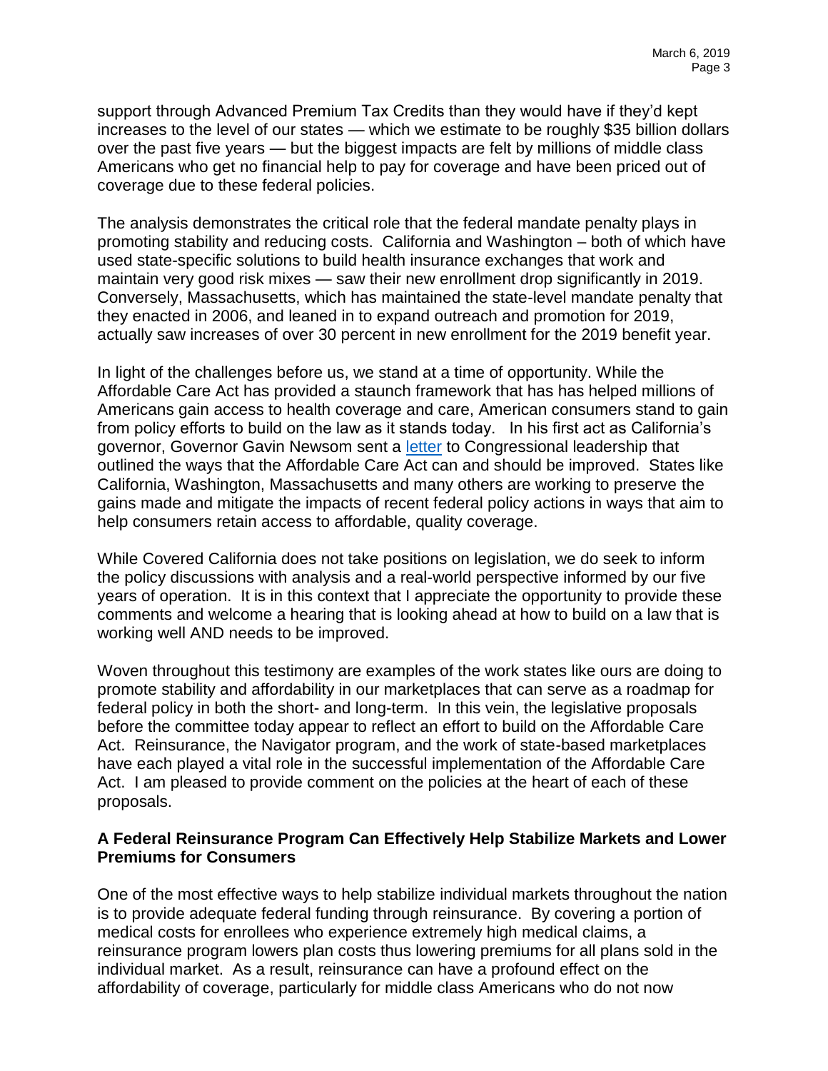support through Advanced Premium Tax Credits than they would have if they'd kept increases to the level of our states — which we estimate to be roughly $35 billion dollars over the past five years — but the biggest impacts are felt by millions of middle class Americans who get no financial help to pay for coverage and have been priced out of coverage due to these federal policies.

The analysis demonstrates the critical role that the federal mandate penalty plays in promoting stability and reducing costs. California and Washington – both of which have used state-specific solutions to build health insurance exchanges that work and maintain very good risk mixes — saw their new enrollment drop significantly in 2019. Conversely, Massachusetts, which has maintained the state-level mandate penalty that they enacted in 2006, and leaned in to expand outreach and promotion for 2019, actually saw increases of over 30 percent in new enrollment for the 2019 benefit year.

In light of the challenges before us, we stand at a time of opportunity. While the Affordable Care Act has provided a staunch framework that has has helped millions of Americans gain access to health coverage and care, American consumers stand to gain from policy efforts to build on the law as it stands today. In his first act as California's governor, Governor Gavin Newsom sent a letter to Congressional leadership that outlined the ways that the Affordable Care Act can and should be improved. States like California, Washington, Massachusetts and many others are working to preserve the gains made and mitigate the impacts of recent federal policy actions in ways that aim to help consumers retain access to affordable, quality coverage.

While Covered California does not take positions on legislation, we do seek to inform the policy discussions with analysis and a real-world perspective informed by our five years of operation. It is in this context that I appreciate the opportunity to provide these comments and welcome a hearing that is looking ahead at how to build on a law that is working well AND needs to be improved.

Woven throughout this testimony are examples of the work states like ours are doing to promote stability and affordability in our marketplaces that can serve as a roadmap for federal policy in both the short- and long-term. In this vein, the legislative proposals before the committee today appear to reflect an effort to build on the Affordable Care Act. Reinsurance, the Navigator program, and the work of state-based marketplaces have each played a vital role in the successful implementation of the Affordable Care Act. I am pleased to provide comment on the policies at the heart of each of these proposals.

**A Federal Reinsurance Program Can Effectively Help Stabilize Markets and Lower Premiums for Consumers**

One of the most effective ways to help stabilize individual markets throughout the nation is to provide adequate federal funding through reinsurance. By covering a portion of medical costs for enrollees who experience extremely high medical claims, a reinsurance program lowers plan costs thus lowering premiums for all plans sold in the individual market. As a result, reinsurance can have a profound effect on the affordability of coverage, particularly for middle class Americans who do not now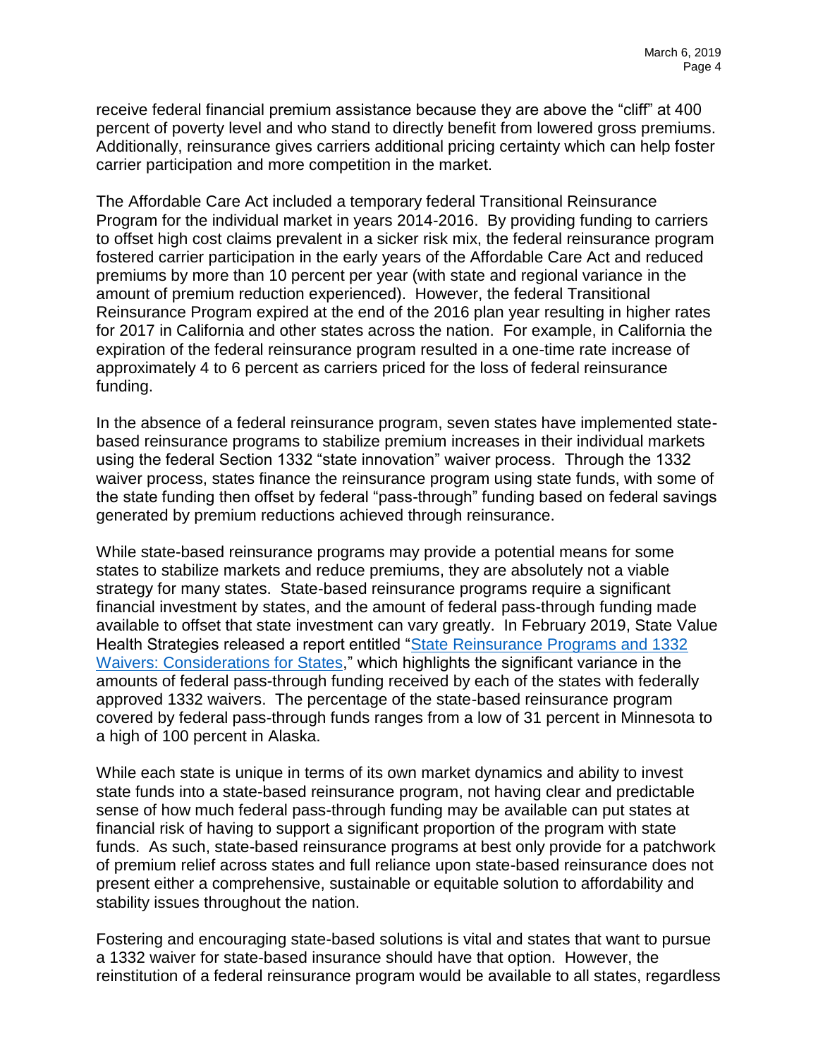receive federal financial premium assistance because they are above the "cliff" at 400 percent of poverty level and who stand to directly benefit from lowered gross premiums. Additionally, reinsurance gives carriers additional pricing certainty which can help foster carrier participation and more competition in the market.

The Affordable Care Act included a temporary federal Transitional Reinsurance Program for the individual market in years 2014-2016. By providing funding to carriers to offset high cost claims prevalent in a sicker risk mix, the federal reinsurance program fostered carrier participation in the early years of the Affordable Care Act and reduced premiums by more than 10 percent per year (with state and regional variance in the amount of premium reduction experienced). However, the federal Transitional Reinsurance Program expired at the end of the 2016 plan year resulting in higher rates for 2017 in California and other states across the nation. For example, in California the expiration of the federal reinsurance program resulted in a one-time rate increase of approximately 4 to 6 percent as carriers priced for the loss of federal reinsurance funding.

In the absence of a federal reinsurance program, seven states have implemented state-based reinsurance programs to stabilize premium increases in their individual markets using the federal Section 1332 "state innovation" waiver process. Through the 1332 waiver process, states finance the reinsurance program using state funds, with some of the state funding then offset by federal "pass-through" funding based on federal savings generated by premium reductions achieved through reinsurance.

While state-based reinsurance programs may provide a potential means for some states to stabilize markets and reduce premiums, they are absolutely not a viable strategy for many states. State-based reinsurance programs require a significant financial investment by states, and the amount of federal pass-through funding made available to offset that state investment can vary greatly. In February 2019, State Value Health Strategies released a report entitled "State Reinsurance Programs and 1332 Waivers: Considerations for States," which highlights the significant variance in the amounts of federal pass-through funding received by each of the states with federally approved 1332 waivers. The percentage of the state-based reinsurance program covered by federal pass-through funds ranges from a low of 31 percent in Minnesota to a high of 100 percent in Alaska.

While each state is unique in terms of its own market dynamics and ability to invest state funds into a state-based reinsurance program, not having clear and predictable sense of how much federal pass-through funding may be available can put states at financial risk of having to support a significant proportion of the program with state funds. As such, state-based reinsurance programs at best only provide for a patchwork of premium relief across states and full reliance upon state-based reinsurance does not present either a comprehensive, sustainable or equitable solution to affordability and stability issues throughout the nation.

Fostering and encouraging state-based solutions is vital and states that want to pursue a 1332 waiver for state-based insurance should have that option. However, the reinstitution of a federal reinsurance program would be available to all states, regardless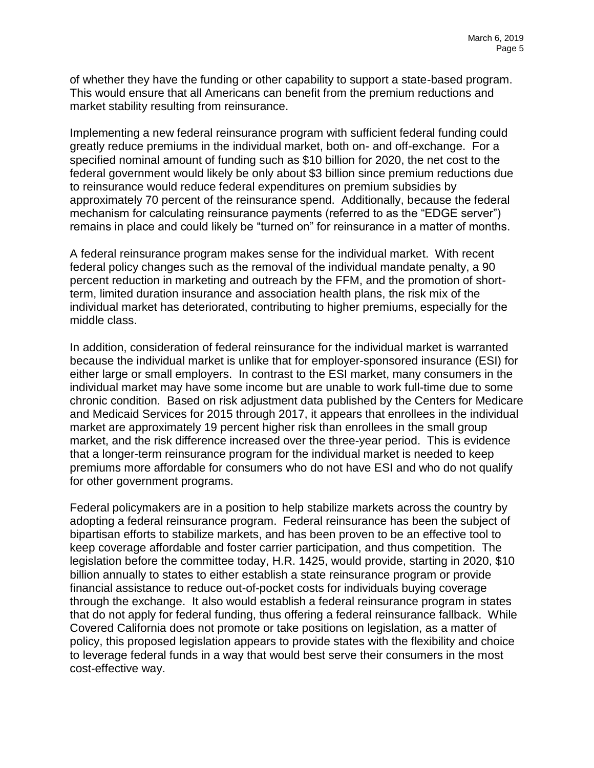of whether they have the funding or other capability to support a state-based program. This would ensure that all Americans can benefit from the premium reductions and market stability resulting from reinsurance.

Implementing a new federal reinsurance program with sufficient federal funding could greatly reduce premiums in the individual market, both on- and off-exchange. For a specified nominal amount of funding such as $10 billion for 2020, the net cost to the federal government would likely be only about $3 billion since premium reductions due to reinsurance would reduce federal expenditures on premium subsidies by approximately 70 percent of the reinsurance spend. Additionally, because the federal mechanism for calculating reinsurance payments (referred to as the "EDGE server") remains in place and could likely be "turned on" for reinsurance in a matter of months.

A federal reinsurance program makes sense for the individual market. With recent federal policy changes such as the removal of the individual mandate penalty, a 90 percent reduction in marketing and outreach by the FFM, and the promotion of short-term, limited duration insurance and association health plans, the risk mix of the individual market has deteriorated, contributing to higher premiums, especially for the middle class.

In addition, consideration of federal reinsurance for the individual market is warranted because the individual market is unlike that for employer-sponsored insurance (ESI) for either large or small employers. In contrast to the ESI market, many consumers in the individual market may have some income but are unable to work full-time due to some chronic condition. Based on risk adjustment data published by the Centers for Medicare and Medicaid Services for 2015 through 2017, it appears that enrollees in the individual market are approximately 19 percent higher risk than enrollees in the small group market, and the risk difference increased over the three-year period. This is evidence that a longer-term reinsurance program for the individual market is needed to keep premiums more affordable for consumers who do not have ESI and who do not qualify for other government programs.

Federal policymakers are in a position to help stabilize markets across the country by adopting a federal reinsurance program. Federal reinsurance has been the subject of bipartisan efforts to stabilize markets, and has been proven to be an effective tool to keep coverage affordable and foster carrier participation, and thus competition. The legislation before the committee today, H.R. 1425, would provide, starting in 2020, $10 billion annually to states to either establish a state reinsurance program or provide financial assistance to reduce out-of-pocket costs for individuals buying coverage through the exchange. It also would establish a federal reinsurance program in states that do not apply for federal funding, thus offering a federal reinsurance fallback. While Covered California does not promote or take positions on legislation, as a matter of policy, this proposed legislation appears to provide states with the flexibility and choice to leverage federal funds in a way that would best serve their consumers in the most cost-effective way.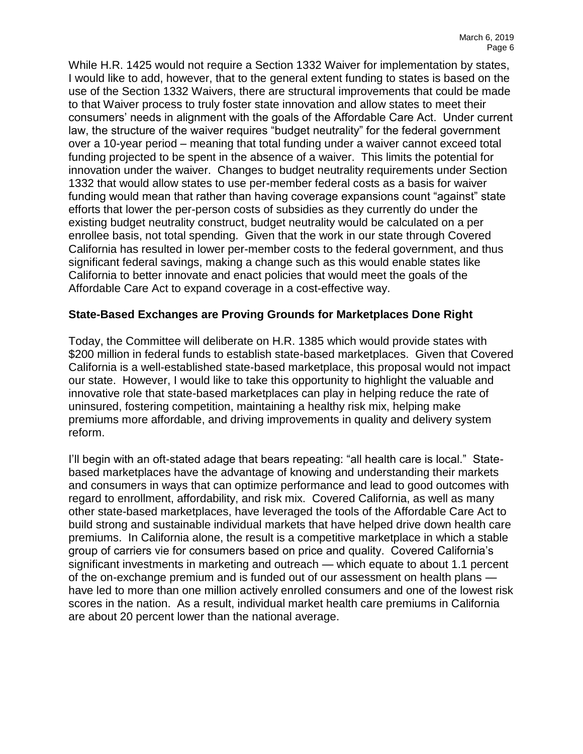While H.R. 1425 would not require a Section 1332 Waiver for implementation by states, I would like to add, however, that to the general extent funding to states is based on the use of the Section 1332 Waivers, there are structural improvements that could be made to that Waiver process to truly foster state innovation and allow states to meet their consumers' needs in alignment with the goals of the Affordable Care Act. Under current law, the structure of the waiver requires "budget neutrality" for the federal government over a 10-year period – meaning that total funding under a waiver cannot exceed total funding projected to be spent in the absence of a waiver. This limits the potential for innovation under the waiver. Changes to budget neutrality requirements under Section 1332 that would allow states to use per-member federal costs as a basis for waiver funding would mean that rather than having coverage expansions count "against" state efforts that lower the per-person costs of subsidies as they currently do under the existing budget neutrality construct, budget neutrality would be calculated on a per enrollee basis, not total spending. Given that the work in our state through Covered California has resulted in lower per-member costs to the federal government, and thus significant federal savings, making a change such as this would enable states like California to better innovate and enact policies that would meet the goals of the Affordable Care Act to expand coverage in a cost-effective way.

**State-Based Exchanges are Proving Grounds for Marketplaces Done Right**

Today, the Committee will deliberate on H.R. 1385 which would provide states with $200 million in federal funds to establish state-based marketplaces. Given that Covered California is a well-established state-based marketplace, this proposal would not impact our state. However, I would like to take this opportunity to highlight the valuable and innovative role that state-based marketplaces can play in helping reduce the rate of uninsured, fostering competition, maintaining a healthy risk mix, helping make premiums more affordable, and driving improvements in quality and delivery system reform.

I'll begin with an oft-stated adage that bears repeating: "all health care is local." State-based marketplaces have the advantage of knowing and understanding their markets and consumers in ways that can optimize performance and lead to good outcomes with regard to enrollment, affordability, and risk mix. Covered California, as well as many other state-based marketplaces, have leveraged the tools of the Affordable Care Act to build strong and sustainable individual markets that have helped drive down health care premiums. In California alone, the result is a competitive marketplace in which a stable group of carriers vie for consumers based on price and quality. Covered California's significant investments in marketing and outreach — which equate to about 1.1 percent of the on-exchange premium and is funded out of our assessment on health plans — have led to more than one million actively enrolled consumers and one of the lowest risk scores in the nation. As a result, individual market health care premiums in California are about 20 percent lower than the national average.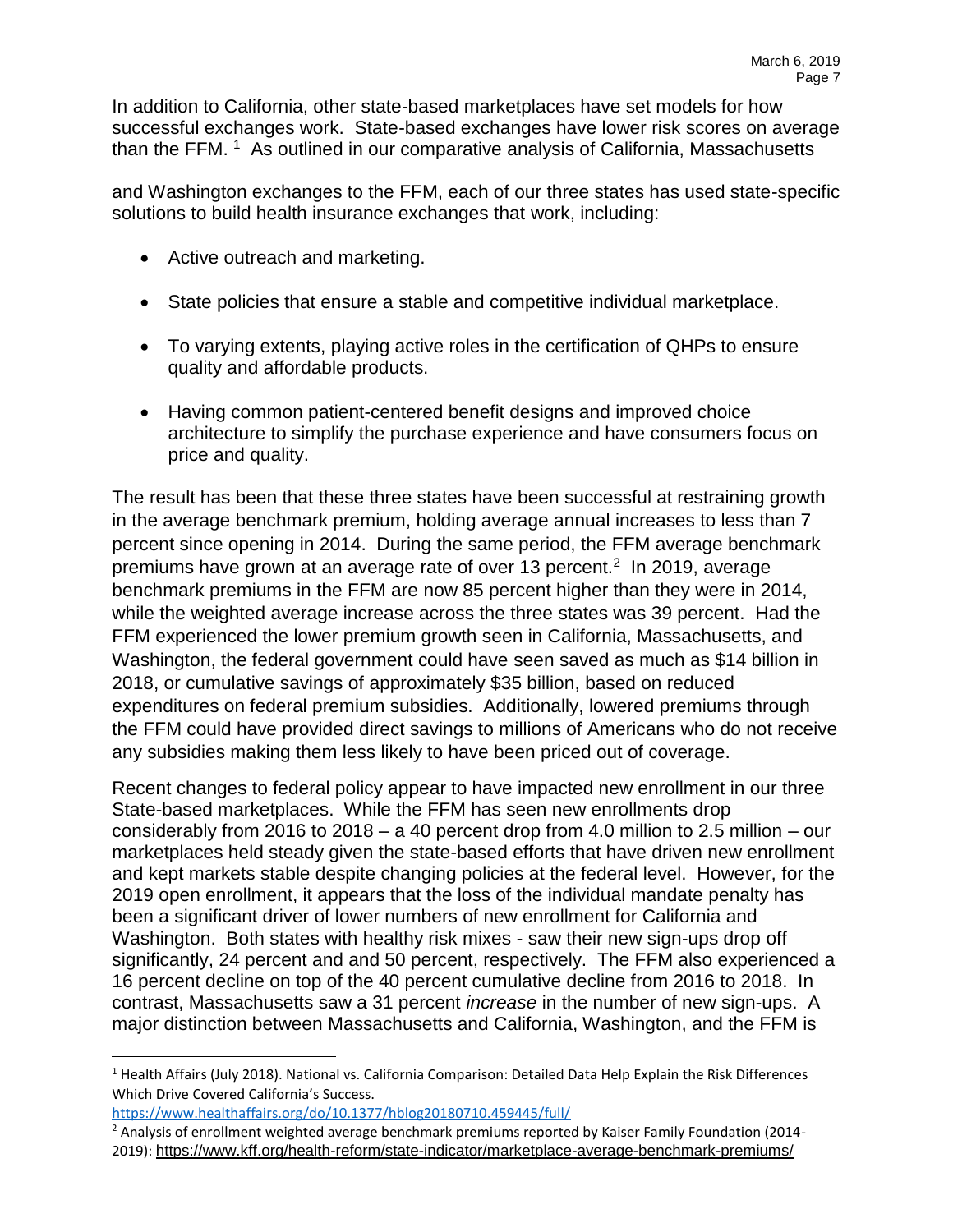In addition to California, other state-based marketplaces have set models for how successful exchanges work. State-based exchanges have lower risk scores on average than the FFM. [1] As outlined in our comparative analysis of California, Massachusetts and Washington exchanges to the FFM, each of our three states has used state-specific solutions to build health insurance exchanges that work, including:

- Active outreach and marketing.
- State policies that ensure a stable and competitive individual marketplace.
- To varying extents, playing active roles in the certification of QHPs to ensure quality and affordable products.
- Having common patient-centered benefit designs and improved choice architecture to simplify the purchase experience and have consumers focus on price and quality.

The result has been that these three states have been successful at restraining growth in the average benchmark premium, holding average annual increases to less than 7 percent since opening in 2014. During the same period, the FFM average benchmark premiums have grown at an average rate of over 13 percent.[2] In 2019, average benchmark premiums in the FFM are now 85 percent higher than they were in 2014, while the weighted average increase across the three states was 39 percent. Had the FFM experienced the lower premium growth seen in California, Massachusetts, and Washington, the federal government could have seen saved as much as $14 billion in 2018, or cumulative savings of approximately $35 billion, based on reduced expenditures on federal premium subsidies. Additionally, lowered premiums through the FFM could have provided direct savings to millions of Americans who do not receive any subsidies making them less likely to have been priced out of coverage.

Recent changes to federal policy appear to have impacted new enrollment in our three State-based marketplaces. While the FFM has seen new enrollments drop considerably from 2016 to 2018 – a 40 percent drop from 4.0 million to 2.5 million – our marketplaces held steady given the state-based efforts that have driven new enrollment and kept markets stable despite changing policies at the federal level. However, for the 2019 open enrollment, it appears that the loss of the individual mandate penalty has been a significant driver of lower numbers of new enrollment for California and Washington. Both states with healthy risk mixes - saw their new sign-ups drop off significantly, 24 percent and and 50 percent, respectively. The FFM also experienced a 16 percent decline on top of the 40 percent cumulative decline from 2016 to 2018. In contrast, Massachusetts saw a 31 percent *increase* in the number of new sign-ups. A major distinction between Massachusetts and California, Washington, and the FFM is

---

[1] Health Affairs (July 2018). National vs. California Comparison: Detailed Data Help Explain the Risk Differences Which Drive Covered California's Success. https://www.healthaffairs.org/do/10.1377/hblog20180710.459445/full/

[2] Analysis of enrollment weighted average benchmark premiums reported by Kaiser Family Foundation (2014-2019): https://www.kff.org/health-reform/state-indicator/marketplace-average-benchmark-premiums/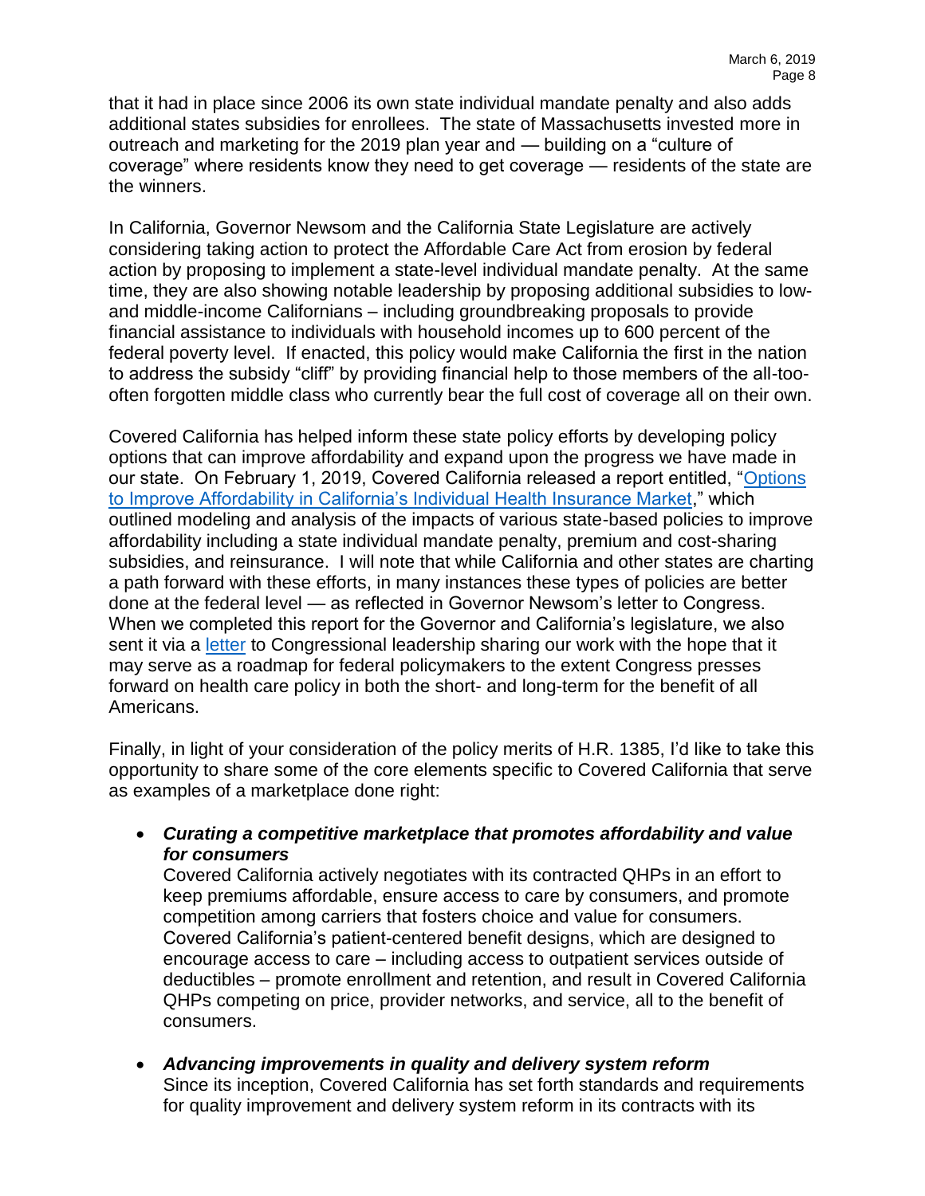that it had in place since 2006 its own state individual mandate penalty and also adds additional states subsidies for enrollees. The state of Massachusetts invested more in outreach and marketing for the 2019 plan year and — building on a "culture of coverage" where residents know they need to get coverage — residents of the state are the winners.

In California, Governor Newsom and the California State Legislature are actively considering taking action to protect the Affordable Care Act from erosion by federal action by proposing to implement a state-level individual mandate penalty. At the same time, they are also showing notable leadership by proposing additional subsidies to low- and middle-income Californians – including groundbreaking proposals to provide financial assistance to individuals with household incomes up to 600 percent of the federal poverty level. If enacted, this policy would make California the first in the nation to address the subsidy "cliff" by providing financial help to those members of the all-too-often forgotten middle class who currently bear the full cost of coverage all on their own.

Covered California has helped inform these state policy efforts by developing policy options that can improve affordability and expand upon the progress we have made in our state. On February 1, 2019, Covered California released a report entitled, "Options to Improve Affordability in California's Individual Health Insurance Market," which outlined modeling and analysis of the impacts of various state-based policies to improve affordability including a state individual mandate penalty, premium and cost-sharing subsidies, and reinsurance. I will note that while California and other states are charting a path forward with these efforts, in many instances these types of policies are better done at the federal level — as reflected in Governor Newsom's letter to Congress. When we completed this report for the Governor and California's legislature, we also sent it via a letter to Congressional leadership sharing our work with the hope that it may serve as a roadmap for federal policymakers to the extent Congress presses forward on health care policy in both the short- and long-term for the benefit of all Americans.

Finally, in light of your consideration of the policy merits of H.R. 1385, I'd like to take this opportunity to share some of the core elements specific to Covered California that serve as examples of a marketplace done right:

- ***Curating a competitive marketplace that promotes affordability and value for consumers***
  Covered California actively negotiates with its contracted QHPs in an effort to keep premiums affordable, ensure access to care by consumers, and promote competition among carriers that fosters choice and value for consumers. Covered California's patient-centered benefit designs, which are designed to encourage access to care – including access to outpatient services outside of deductibles – promote enrollment and retention, and result in Covered California QHPs competing on price, provider networks, and service, all to the benefit of consumers.

- ***Advancing improvements in quality and delivery system reform***
  Since its inception, Covered California has set forth standards and requirements for quality improvement and delivery system reform in its contracts with its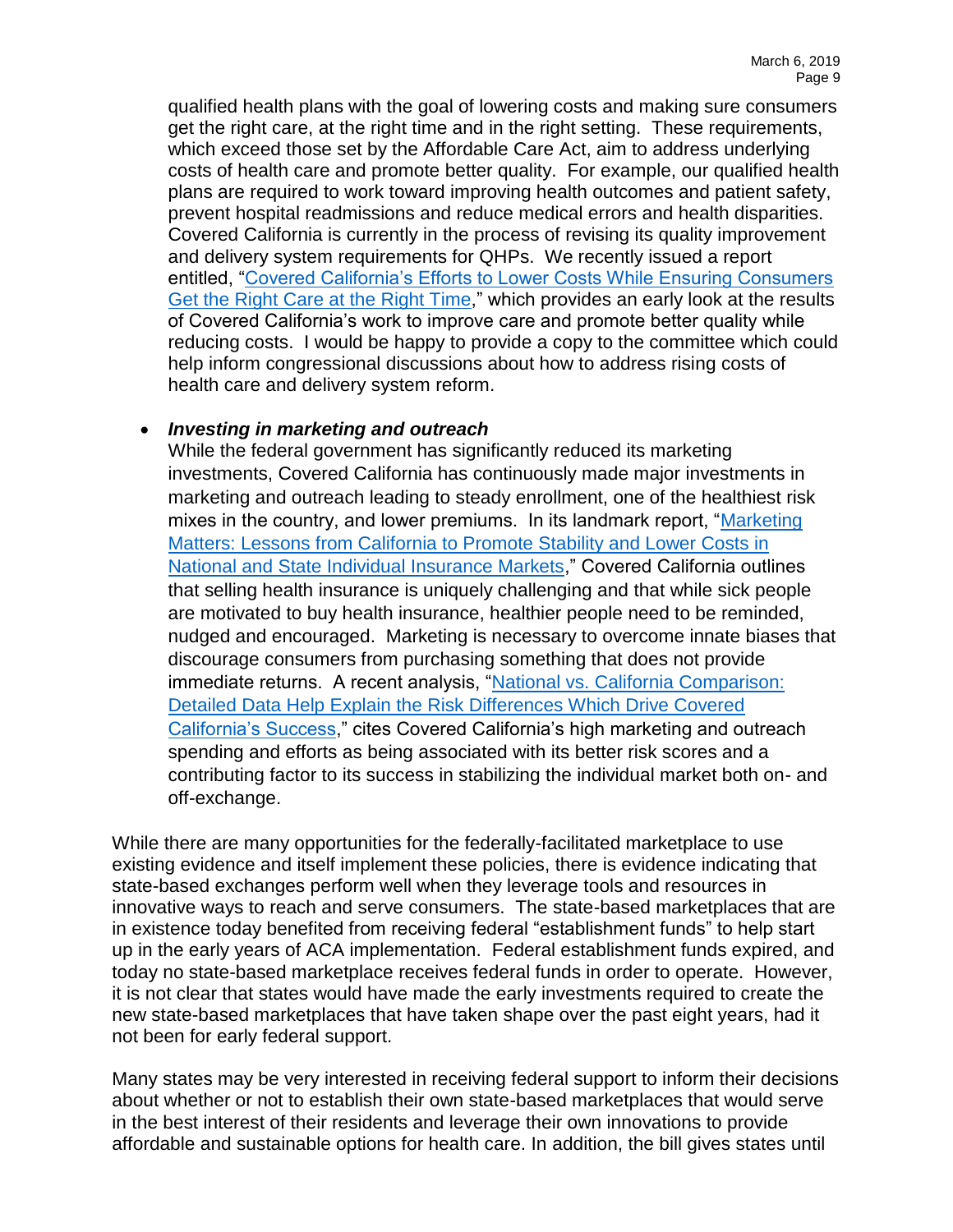qualified health plans with the goal of lowering costs and making sure consumers get the right care, at the right time and in the right setting. These requirements, which exceed those set by the Affordable Care Act, aim to address underlying costs of health care and promote better quality. For example, our qualified health plans are required to work toward improving health outcomes and patient safety, prevent hospital readmissions and reduce medical errors and health disparities. Covered California is currently in the process of revising its quality improvement and delivery system requirements for QHPs. We recently issued a report entitled, "Covered California's Efforts to Lower Costs While Ensuring Consumers Get the Right Care at the Right Time," which provides an early look at the results of Covered California's work to improve care and promote better quality while reducing costs. I would be happy to provide a copy to the committee which could help inform congressional discussions about how to address rising costs of health care and delivery system reform.

- ***Investing in marketing and outreach***
  While the federal government has significantly reduced its marketing investments, Covered California has continuously made major investments in marketing and outreach leading to steady enrollment, one of the healthiest risk mixes in the country, and lower premiums. In its landmark report, "Marketing Matters: Lessons from California to Promote Stability and Lower Costs in National and State Individual Insurance Markets," Covered California outlines that selling health insurance is uniquely challenging and that while sick people are motivated to buy health insurance, healthier people need to be reminded, nudged and encouraged. Marketing is necessary to overcome innate biases that discourage consumers from purchasing something that does not provide immediate returns. A recent analysis, "National vs. California Comparison: Detailed Data Help Explain the Risk Differences Which Drive Covered California's Success," cites Covered California's high marketing and outreach spending and efforts as being associated with its better risk scores and a contributing factor to its success in stabilizing the individual market both on- and off-exchange.

While there are many opportunities for the federally-facilitated marketplace to use existing evidence and itself implement these policies, there is evidence indicating that state-based exchanges perform well when they leverage tools and resources in innovative ways to reach and serve consumers. The state-based marketplaces that are in existence today benefited from receiving federal "establishment funds" to help start up in the early years of ACA implementation. Federal establishment funds expired, and today no state-based marketplace receives federal funds in order to operate. However, it is not clear that states would have made the early investments required to create the new state-based marketplaces that have taken shape over the past eight years, had it not been for early federal support.

Many states may be very interested in receiving federal support to inform their decisions about whether or not to establish their own state-based marketplaces that would serve in the best interest of their residents and leverage their own innovations to provide affordable and sustainable options for health care. In addition, the bill gives states until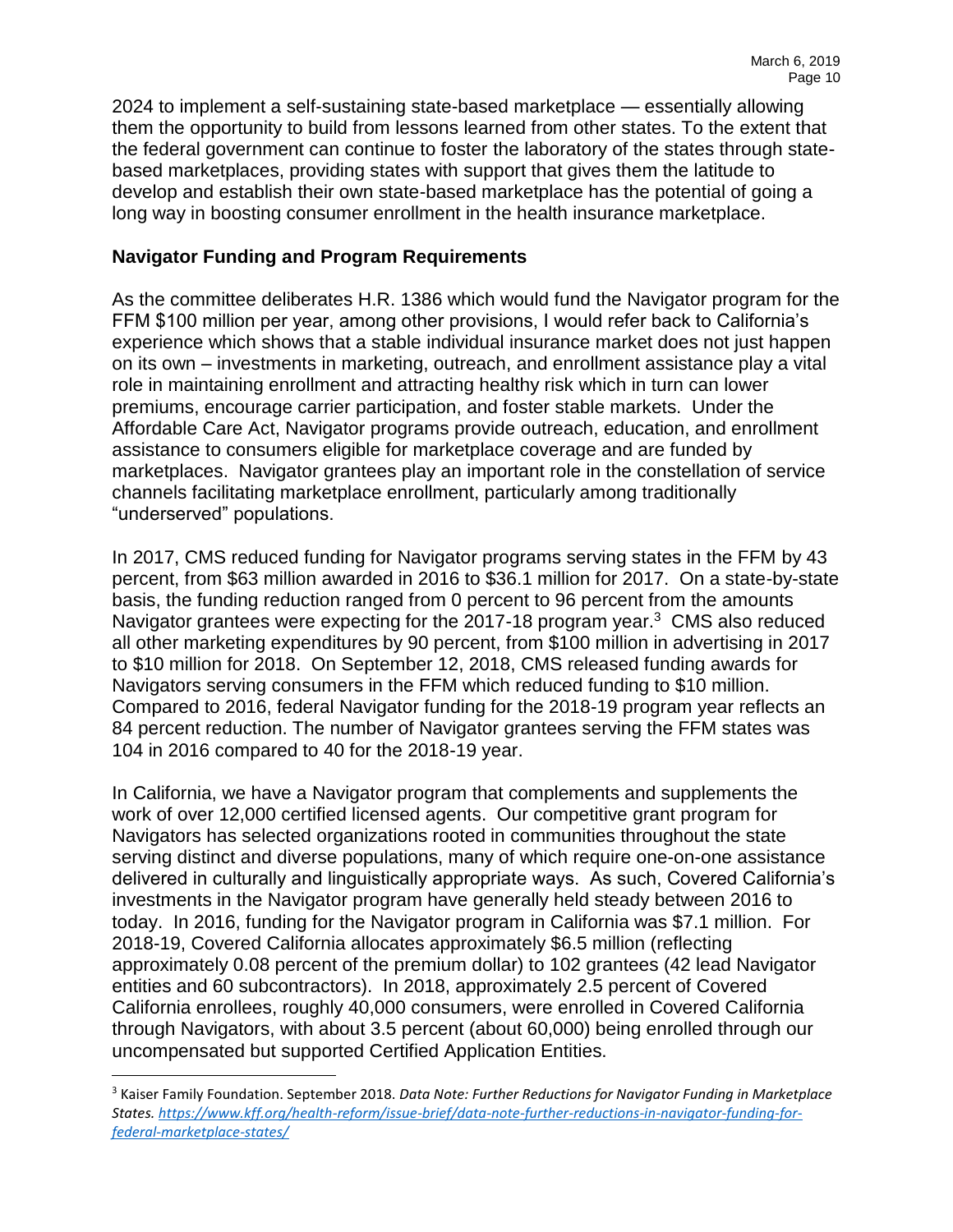2024 to implement a self-sustaining state-based marketplace — essentially allowing them the opportunity to build from lessons learned from other states. To the extent that the federal government can continue to foster the laboratory of the states through state-based marketplaces, providing states with support that gives them the latitude to develop and establish their own state-based marketplace has the potential of going a long way in boosting consumer enrollment in the health insurance marketplace.

**Navigator Funding and Program Requirements**

As the committee deliberates H.R. 1386 which would fund the Navigator program for the FFM $100 million per year, among other provisions, I would refer back to California's experience which shows that a stable individual insurance market does not just happen on its own – investments in marketing, outreach, and enrollment assistance play a vital role in maintaining enrollment and attracting healthy risk which in turn can lower premiums, encourage carrier participation, and foster stable markets. Under the Affordable Care Act, Navigator programs provide outreach, education, and enrollment assistance to consumers eligible for marketplace coverage and are funded by marketplaces. Navigator grantees play an important role in the constellation of service channels facilitating marketplace enrollment, particularly among traditionally "underserved" populations.

In 2017, CMS reduced funding for Navigator programs serving states in the FFM by 43 percent, from $63 million awarded in 2016 to $36.1 million for 2017. On a state-by-state basis, the funding reduction ranged from 0 percent to 96 percent from the amounts Navigator grantees were expecting for the 2017-18 program year.[3] CMS also reduced all other marketing expenditures by 90 percent, from $100 million in advertising in 2017 to $10 million for 2018. On September 12, 2018, CMS released funding awards for Navigators serving consumers in the FFM which reduced funding to $10 million. Compared to 2016, federal Navigator funding for the 2018-19 program year reflects an 84 percent reduction. The number of Navigator grantees serving the FFM states was 104 in 2016 compared to 40 for the 2018-19 year.

In California, we have a Navigator program that complements and supplements the work of over 12,000 certified licensed agents. Our competitive grant program for Navigators has selected organizations rooted in communities throughout the state serving distinct and diverse populations, many of which require one-on-one assistance delivered in culturally and linguistically appropriate ways. As such, Covered California's investments in the Navigator program have generally held steady between 2016 to today. In 2016, funding for the Navigator program in California was $7.1 million. For 2018-19, Covered California allocates approximately $6.5 million (reflecting approximately 0.08 percent of the premium dollar) to 102 grantees (42 lead Navigator entities and 60 subcontractors). In 2018, approximately 2.5 percent of Covered California enrollees, roughly 40,000 consumers, were enrolled in Covered California through Navigators, with about 3.5 percent (about 60,000) being enrolled through our uncompensated but supported Certified Application Entities.

---

[3] Kaiser Family Foundation. September 2018. *Data Note: Further Reductions for Navigator Funding in Marketplace States.* [https://www.kff.org/health-reform/issue-brief/data-note-further-reductions-in-navigator-funding-for-federal-marketplace-states/](https://www.kff.org/health-reform/issue-brief/data-note-further-reductions-in-navigator-funding-for-federal-marketplace-states/)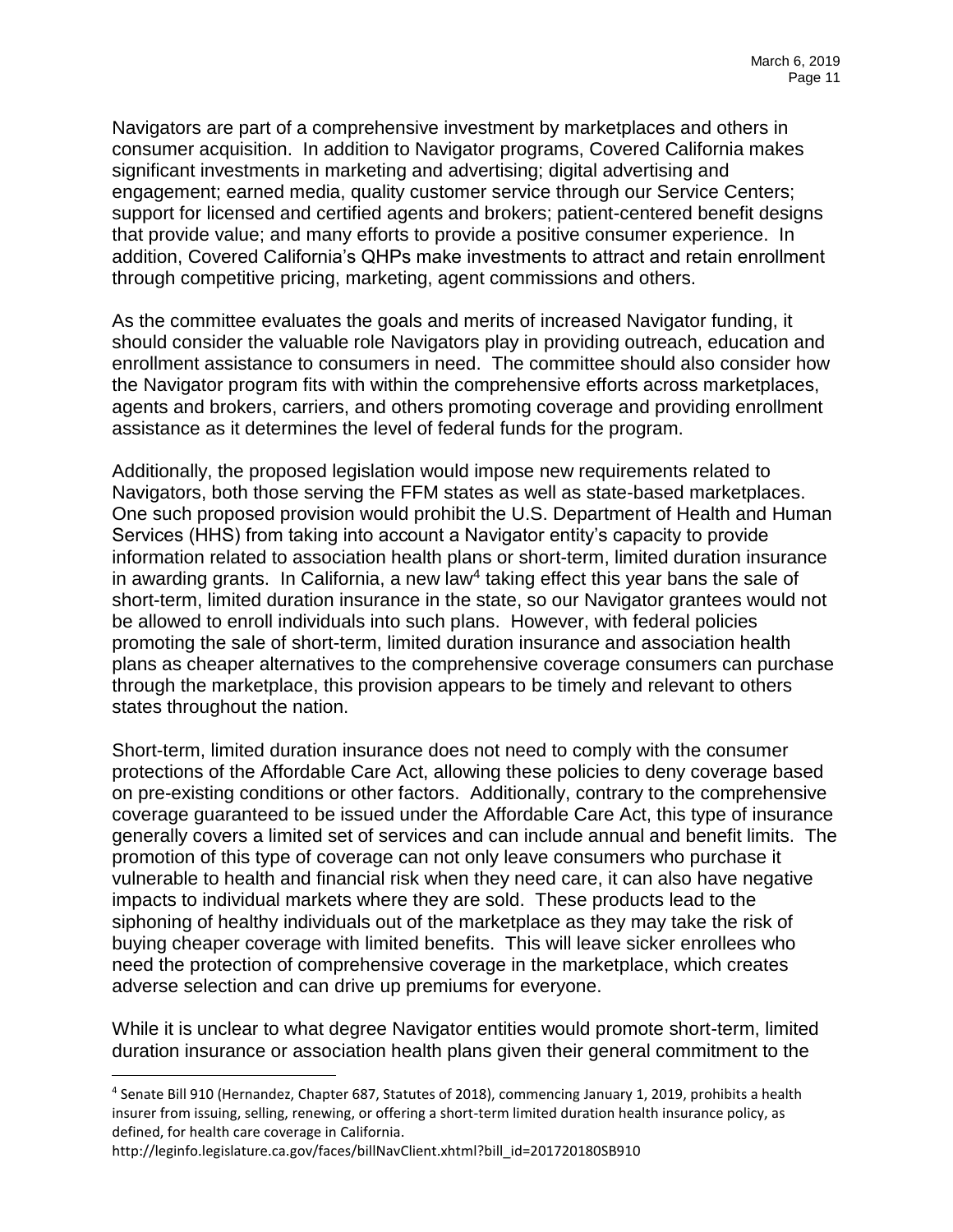Navigators are part of a comprehensive investment by marketplaces and others in consumer acquisition. In addition to Navigator programs, Covered California makes significant investments in marketing and advertising; digital advertising and engagement; earned media, quality customer service through our Service Centers; support for licensed and certified agents and brokers; patient-centered benefit designs that provide value; and many efforts to provide a positive consumer experience. In addition, Covered California's QHPs make investments to attract and retain enrollment through competitive pricing, marketing, agent commissions and others.

As the committee evaluates the goals and merits of increased Navigator funding, it should consider the valuable role Navigators play in providing outreach, education and enrollment assistance to consumers in need. The committee should also consider how the Navigator program fits with within the comprehensive efforts across marketplaces, agents and brokers, carriers, and others promoting coverage and providing enrollment assistance as it determines the level of federal funds for the program.

Additionally, the proposed legislation would impose new requirements related to Navigators, both those serving the FFM states as well as state-based marketplaces. One such proposed provision would prohibit the U.S. Department of Health and Human Services (HHS) from taking into account a Navigator entity's capacity to provide information related to association health plans or short-term, limited duration insurance in awarding grants. In California, a new law[4] taking effect this year bans the sale of short-term, limited duration insurance in the state, so our Navigator grantees would not be allowed to enroll individuals into such plans. However, with federal policies promoting the sale of short-term, limited duration insurance and association health plans as cheaper alternatives to the comprehensive coverage consumers can purchase through the marketplace, this provision appears to be timely and relevant to others states throughout the nation.

Short-term, limited duration insurance does not need to comply with the consumer protections of the Affordable Care Act, allowing these policies to deny coverage based on pre-existing conditions or other factors. Additionally, contrary to the comprehensive coverage guaranteed to be issued under the Affordable Care Act, this type of insurance generally covers a limited set of services and can include annual and benefit limits. The promotion of this type of coverage can not only leave consumers who purchase it vulnerable to health and financial risk when they need care, it can also have negative impacts to individual markets where they are sold. These products lead to the siphoning of healthy individuals out of the marketplace as they may take the risk of buying cheaper coverage with limited benefits. This will leave sicker enrollees who need the protection of comprehensive coverage in the marketplace, which creates adverse selection and can drive up premiums for everyone.

While it is unclear to what degree Navigator entities would promote short-term, limited duration insurance or association health plans given their general commitment to the

---

[4] Senate Bill 910 (Hernandez, Chapter 687, Statutes of 2018), commencing January 1, 2019, prohibits a health insurer from issuing, selling, renewing, or offering a short-term limited duration health insurance policy, as defined, for health care coverage in California.
http://leginfo.legislature.ca.gov/faces/billNavClient.xhtml?bill_id=201720180SB910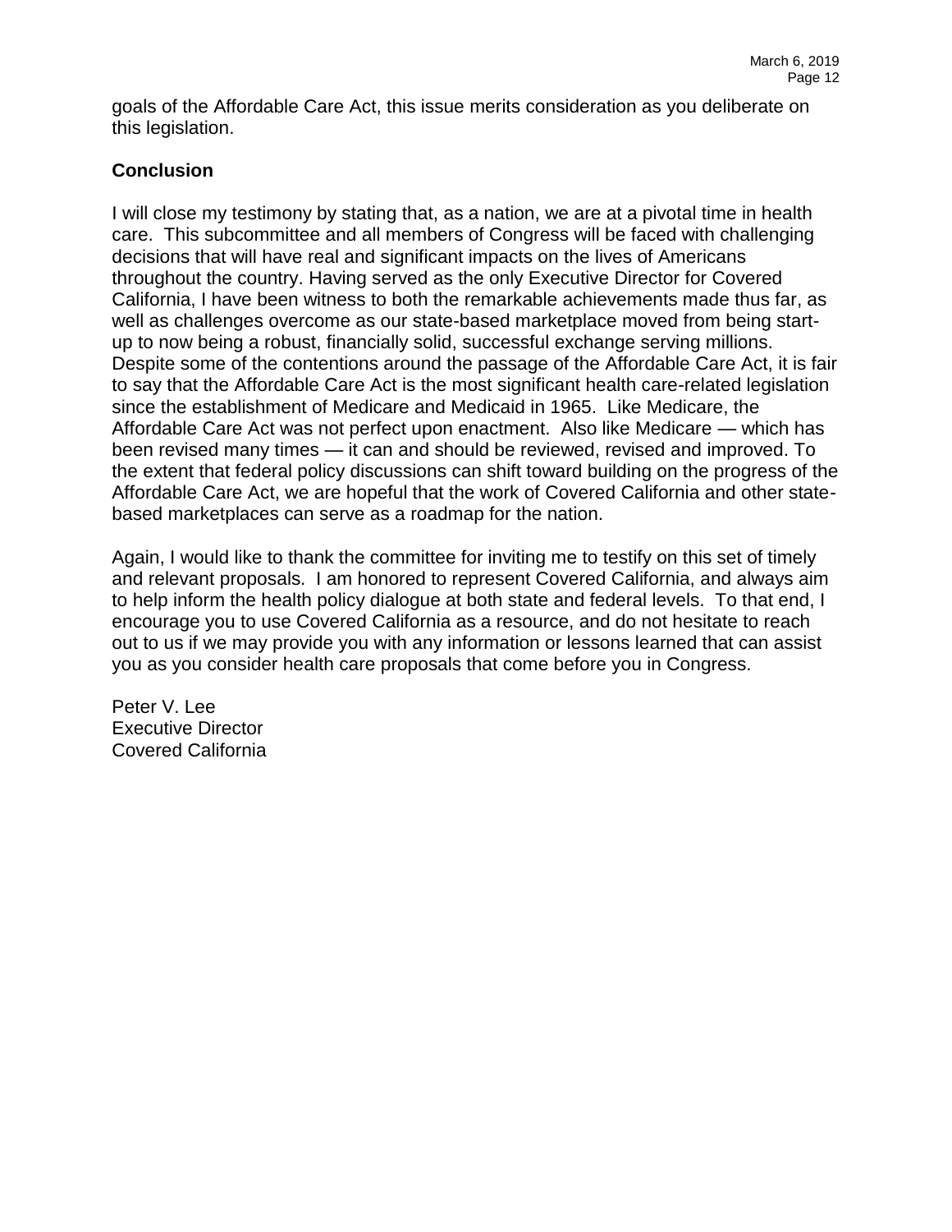goals of the Affordable Care Act, this issue merits consideration as you deliberate on this legislation.

## Conclusion

I will close my testimony by stating that, as a nation, we are at a pivotal time in health care. This subcommittee and all members of Congress will be faced with challenging decisions that will have real and significant impacts on the lives of Americans throughout the country. Having served as the only Executive Director for Covered California, I have been witness to both the remarkable achievements made thus far, as well as challenges overcome as our state-based marketplace moved from being start-up to now being a robust, financially solid, successful exchange serving millions. Despite some of the contentions around the passage of the Affordable Care Act, it is fair to say that the Affordable Care Act is the most significant health care-related legislation since the establishment of Medicare and Medicaid in 1965. Like Medicare, the Affordable Care Act was not perfect upon enactment. Also like Medicare — which has been revised many times — it can and should be reviewed, revised and improved. To the extent that federal policy discussions can shift toward building on the progress of the Affordable Care Act, we are hopeful that the work of Covered California and other state-based marketplaces can serve as a roadmap for the nation.

Again, I would like to thank the committee for inviting me to testify on this set of timely and relevant proposals. I am honored to represent Covered California, and always aim to help inform the health policy dialogue at both state and federal levels. To that end, I encourage you to use Covered California as a resource, and do not hesitate to reach out to us if we may provide you with any information or lessons learned that can assist you as you consider health care proposals that come before you in Congress.

Peter V. Lee
Executive Director
Covered California